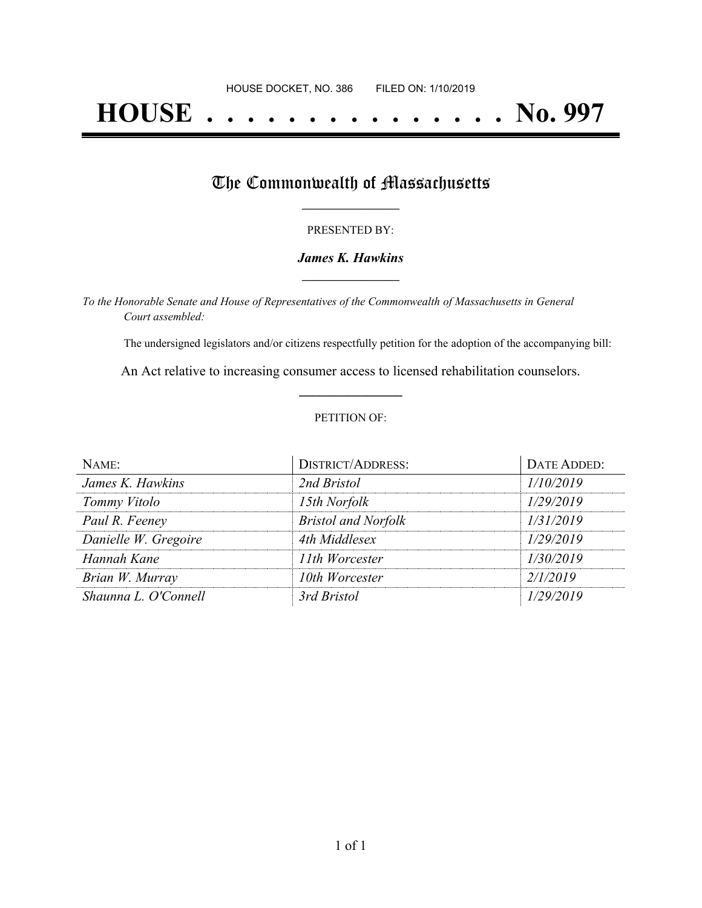HOUSE DOCKET, NO. 386 FILED ON: 1/10/2019

# HOUSE . . . . . . . . . . . . . . . No. 997

## The Commonwealth of Massachusetts

PRESENTED BY:

***James K. Hawkins***

*To the Honorable Senate and House of Representatives of the Commonwealth of Massachusetts in General Court assembled:*

The undersigned legislators and/or citizens respectfully petition for the adoption of the accompanying bill:

An Act relative to increasing consumer access to licensed rehabilitation counselors.

PETITION OF:

| NAME: | DISTRICT/ADDRESS: | DATE ADDED: |
| --- | --- | --- |
| *James K. Hawkins* | *2nd Bristol* | *1/10/2019* |
| *Tommy Vitolo* | *15th Norfolk* | *1/29/2019* |
| *Paul R. Feeney* | *Bristol and Norfolk* | *1/31/2019* |
| *Danielle W. Gregoire* | *4th Middlesex* | *1/29/2019* |
| *Hannah Kane* | *11th Worcester* | *1/30/2019* |
| *Brian W. Murray* | *10th Worcester* | *2/1/2019* |
| *Shaunna L. O'Connell* | *3rd Bristol* | *1/29/2019* |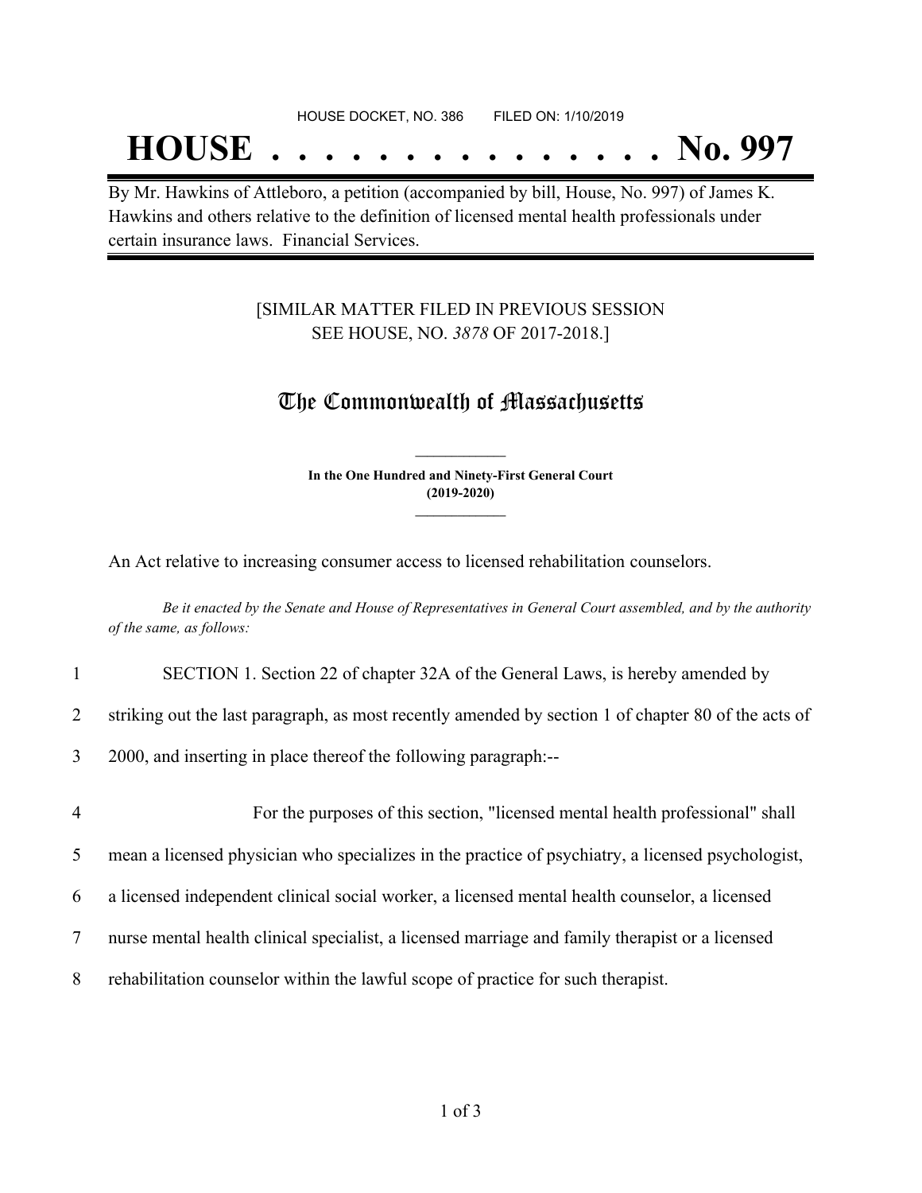HOUSE DOCKET, NO. 386 FILED ON: 1/10/2019

# HOUSE . . . . . . . . . . . . . . . No. 997

By Mr. Hawkins of Attleboro, a petition (accompanied by bill, House, No. 997) of James K. Hawkins and others relative to the definition of licensed mental health professionals under certain insurance laws. Financial Services.

[SIMILAR MATTER FILED IN PREVIOUS SESSION
SEE HOUSE, NO. *3878* OF 2017-2018.]

## The Commonwealth of Massachusetts

**In the One Hundred and Ninety-First General Court**
**(2019-2020)**

An Act relative to increasing consumer access to licensed rehabilitation counselors.

*Be it enacted by the Senate and House of Representatives in General Court assembled, and by the authority of the same, as follows:*

1 SECTION 1. Section 22 of chapter 32A of the General Laws, is hereby amended by
2 striking out the last paragraph, as most recently amended by section 1 of chapter 80 of the acts of
3 2000, and inserting in place thereof the following paragraph:--

4 For the purposes of this section, "licensed mental health professional" shall
5 mean a licensed physician who specializes in the practice of psychiatry, a licensed psychologist,
6 a licensed independent clinical social worker, a licensed mental health counselor, a licensed
7 nurse mental health clinical specialist, a licensed marriage and family therapist or a licensed
8 rehabilitation counselor within the lawful scope of practice for such therapist.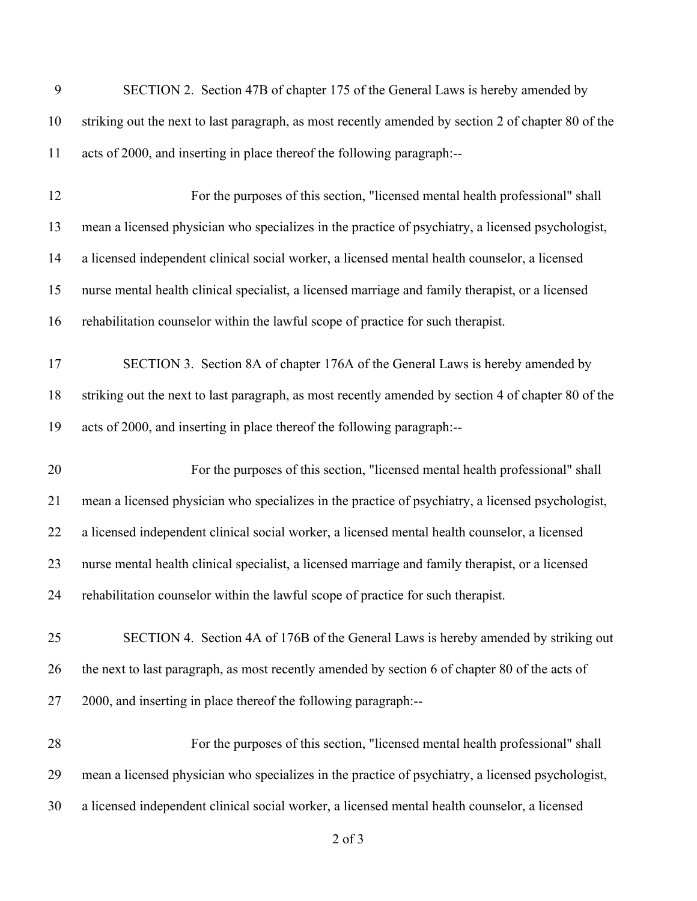SECTION 2. Section 47B of chapter 175 of the General Laws is hereby amended by striking out the next to last paragraph, as most recently amended by section 2 of chapter 80 of the acts of 2000, and inserting in place thereof the following paragraph:--

For the purposes of this section, "licensed mental health professional" shall mean a licensed physician who specializes in the practice of psychiatry, a licensed psychologist, a licensed independent clinical social worker, a licensed mental health counselor, a licensed nurse mental health clinical specialist, a licensed marriage and family therapist, or a licensed rehabilitation counselor within the lawful scope of practice for such therapist.

SECTION 3. Section 8A of chapter 176A of the General Laws is hereby amended by striking out the next to last paragraph, as most recently amended by section 4 of chapter 80 of the acts of 2000, and inserting in place thereof the following paragraph:--

For the purposes of this section, "licensed mental health professional" shall mean a licensed physician who specializes in the practice of psychiatry, a licensed psychologist, a licensed independent clinical social worker, a licensed mental health counselor, a licensed nurse mental health clinical specialist, a licensed marriage and family therapist, or a licensed rehabilitation counselor within the lawful scope of practice for such therapist.

SECTION 4. Section 4A of 176B of the General Laws is hereby amended by striking out the next to last paragraph, as most recently amended by section 6 of chapter 80 of the acts of 2000, and inserting in place thereof the following paragraph:--

For the purposes of this section, "licensed mental health professional" shall mean a licensed physician who specializes in the practice of psychiatry, a licensed psychologist, a licensed independent clinical social worker, a licensed mental health counselor, a licensed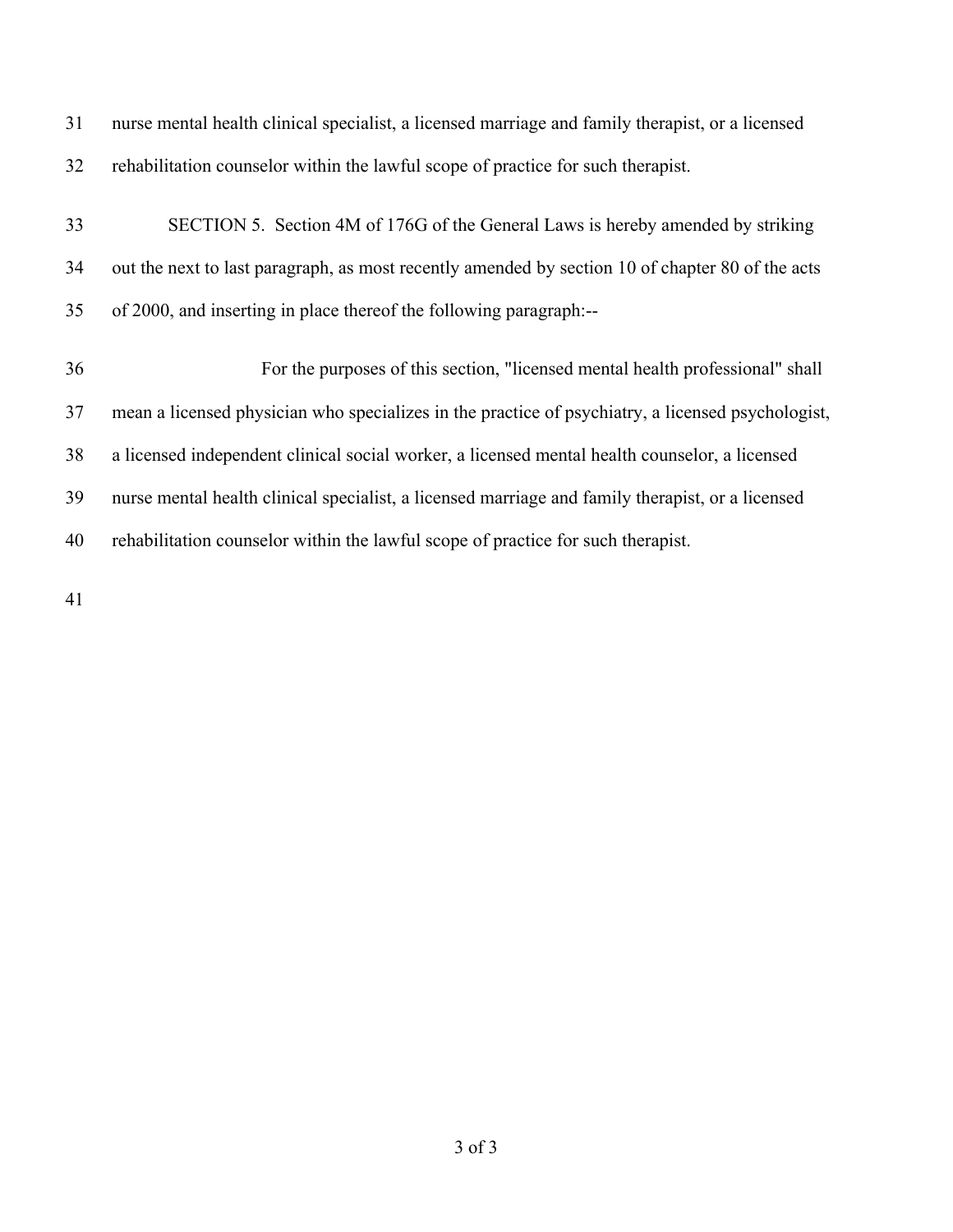nurse mental health clinical specialist, a licensed marriage and family therapist, or a licensed rehabilitation counselor within the lawful scope of practice for such therapist.

SECTION 5. Section 4M of 176G of the General Laws is hereby amended by striking out the next to last paragraph, as most recently amended by section 10 of chapter 80 of the acts of 2000, and inserting in place thereof the following paragraph:--

For the purposes of this section, "licensed mental health professional" shall mean a licensed physician who specializes in the practice of psychiatry, a licensed psychologist, a licensed independent clinical social worker, a licensed mental health counselor, a licensed nurse mental health clinical specialist, a licensed marriage and family therapist, or a licensed rehabilitation counselor within the lawful scope of practice for such therapist.